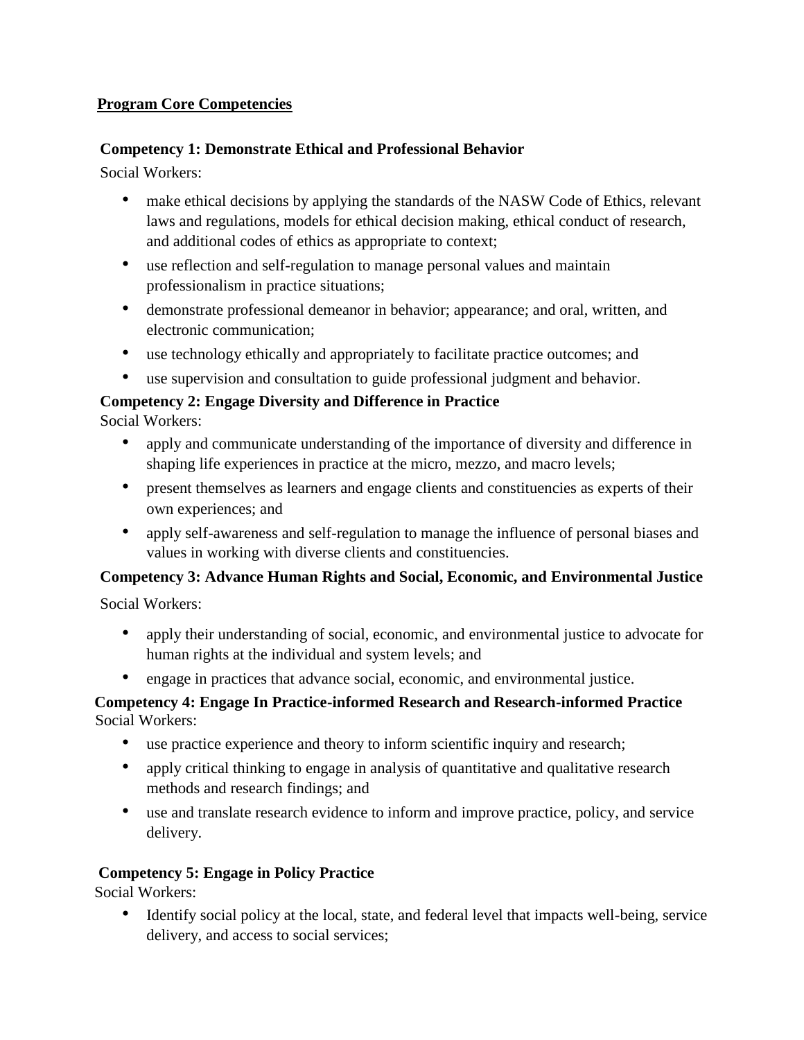**Program Core Competencies**

**Competency 1: Demonstrate Ethical and Professional Behavior**

Social Workers:

- make ethical decisions by applying the standards of the NASW Code of Ethics, relevant laws and regulations, models for ethical decision making, ethical conduct of research, and additional codes of ethics as appropriate to context;
- use reflection and self-regulation to manage personal values and maintain professionalism in practice situations;
- demonstrate professional demeanor in behavior; appearance; and oral, written, and electronic communication;
- use technology ethically and appropriately to facilitate practice outcomes; and
- use supervision and consultation to guide professional judgment and behavior.

**Competency 2: Engage Diversity and Difference in Practice**

Social Workers:

- apply and communicate understanding of the importance of diversity and difference in shaping life experiences in practice at the micro, mezzo, and macro levels;
- present themselves as learners and engage clients and constituencies as experts of their own experiences; and
- apply self-awareness and self-regulation to manage the influence of personal biases and values in working with diverse clients and constituencies.

**Competency 3: Advance Human Rights and Social, Economic, and Environmental Justice**

Social Workers:

- apply their understanding of social, economic, and environmental justice to advocate for human rights at the individual and system levels; and
- engage in practices that advance social, economic, and environmental justice.

**Competency 4: Engage In Practice-informed Research and Research-informed Practice**

Social Workers:

- use practice experience and theory to inform scientific inquiry and research;
- apply critical thinking to engage in analysis of quantitative and qualitative research methods and research findings; and
- use and translate research evidence to inform and improve practice, policy, and service delivery.

**Competency 5: Engage in Policy Practice**

Social Workers:

- Identify social policy at the local, state, and federal level that impacts well-being, service delivery, and access to social services;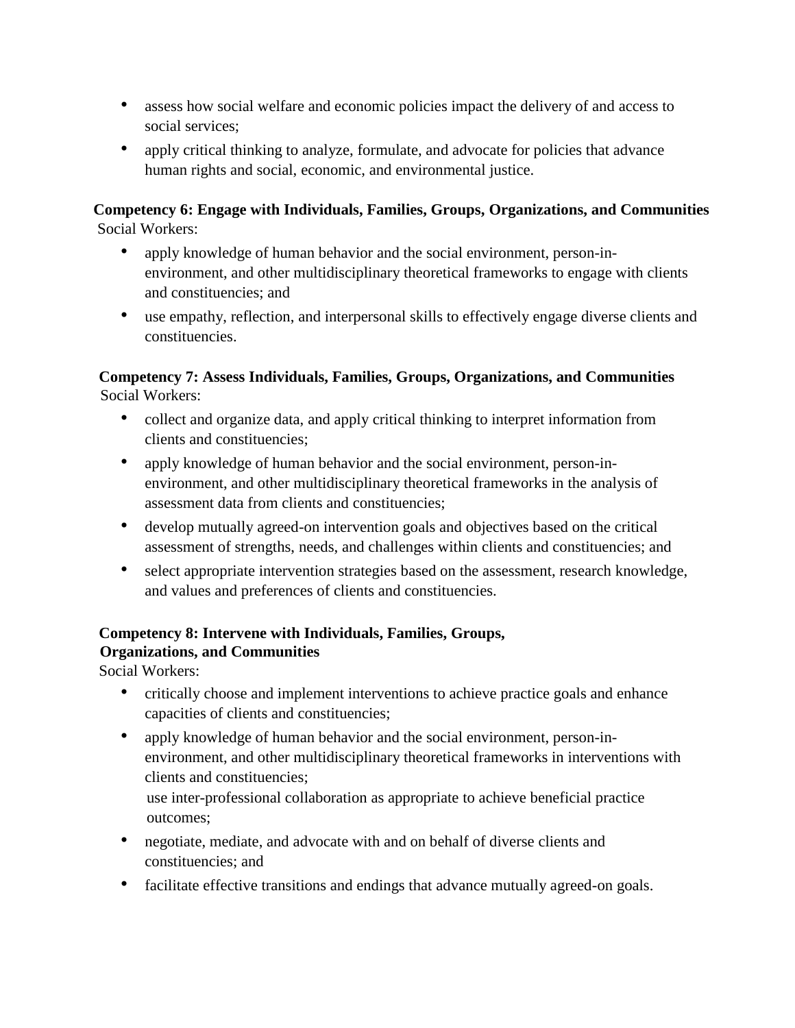- assess how social welfare and economic policies impact the delivery of and access to social services;
- apply critical thinking to analyze, formulate, and advocate for policies that advance human rights and social, economic, and environmental justice.

**Competency 6: Engage with Individuals, Families, Groups, Organizations, and Communities**
Social Workers:

- apply knowledge of human behavior and the social environment, person-in-environment, and other multidisciplinary theoretical frameworks to engage with clients and constituencies; and
- use empathy, reflection, and interpersonal skills to effectively engage diverse clients and constituencies.

**Competency 7: Assess Individuals, Families, Groups, Organizations, and Communities**
Social Workers:

- collect and organize data, and apply critical thinking to interpret information from clients and constituencies;
- apply knowledge of human behavior and the social environment, person-in-environment, and other multidisciplinary theoretical frameworks in the analysis of assessment data from clients and constituencies;
- develop mutually agreed-on intervention goals and objectives based on the critical assessment of strengths, needs, and challenges within clients and constituencies; and
- select appropriate intervention strategies based on the assessment, research knowledge, and values and preferences of clients and constituencies.

**Competency 8: Intervene with Individuals, Families, Groups, Organizations, and Communities**
Social Workers:

- critically choose and implement interventions to achieve practice goals and enhance capacities of clients and constituencies;
- apply knowledge of human behavior and the social environment, person-in-environment, and other multidisciplinary theoretical frameworks in interventions with clients and constituencies;
  use inter-professional collaboration as appropriate to achieve beneficial practice outcomes;
- negotiate, mediate, and advocate with and on behalf of diverse clients and constituencies; and
- facilitate effective transitions and endings that advance mutually agreed-on goals.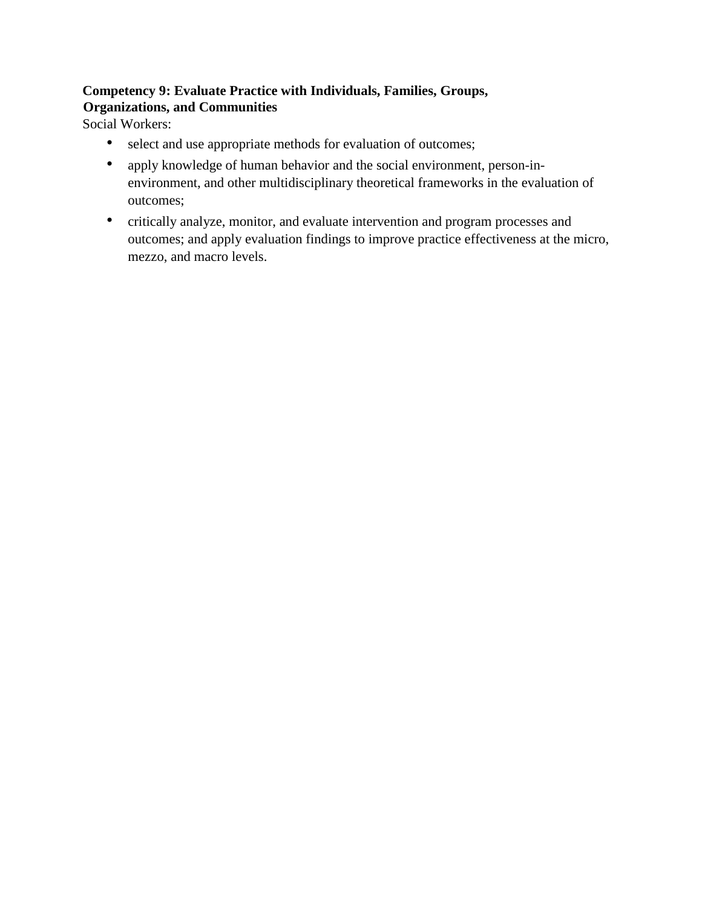**Competency 9: Evaluate Practice with Individuals, Families, Groups, Organizations, and Communities**

Social Workers:

- select and use appropriate methods for evaluation of outcomes;
- apply knowledge of human behavior and the social environment, person-in-environment, and other multidisciplinary theoretical frameworks in the evaluation of outcomes;
- critically analyze, monitor, and evaluate intervention and program processes and outcomes; and apply evaluation findings to improve practice effectiveness at the micro, mezzo, and macro levels.